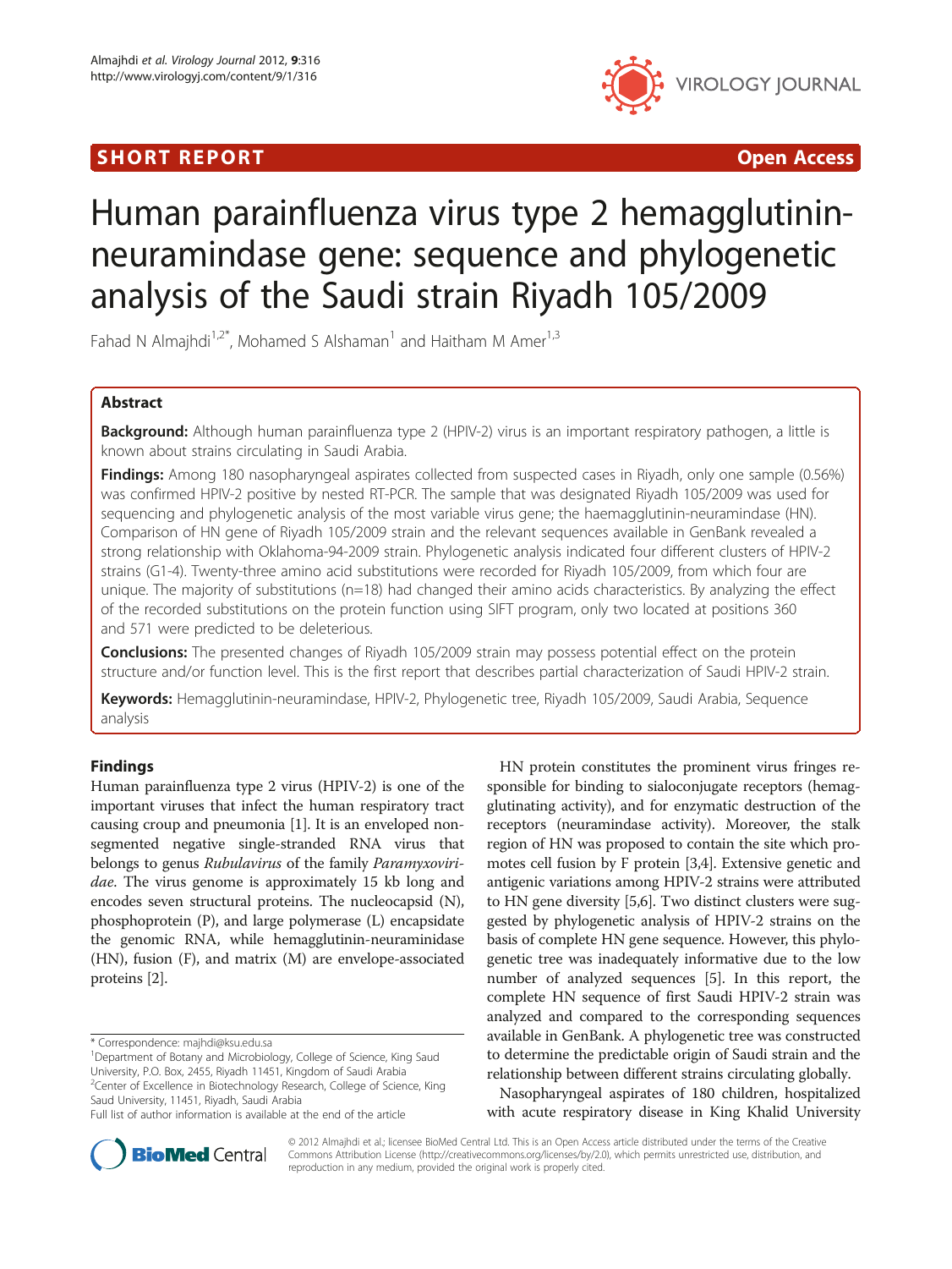SHORT REPORT Open Access

# Human parainfluenza virus type 2 hemagglutinin-neuramindase gene: sequence and phylogenetic analysis of the Saudi strain Riyadh 105/2009

Fahad N Almajhdi[1,2*], Mohamed S Alshaman[1] and Haitham M Amer[1,3]

## Abstract

**Background:** Although human parainfluenza type 2 (HPIV-2) virus is an important respiratory pathogen, a little is known about strains circulating in Saudi Arabia.

**Findings:** Among 180 nasopharyngeal aspirates collected from suspected cases in Riyadh, only one sample (0.56%) was confirmed HPIV-2 positive by nested RT-PCR. The sample that was designated Riyadh 105/2009 was used for sequencing and phylogenetic analysis of the most variable virus gene; the haemagglutinin-neuramindase (HN). Comparison of HN gene of Riyadh 105/2009 strain and the relevant sequences available in GenBank revealed a strong relationship with Oklahoma-94-2009 strain. Phylogenetic analysis indicated four different clusters of HPIV-2 strains (G1-4). Twenty-three amino acid substitutions were recorded for Riyadh 105/2009, from which four are unique. The majority of substitutions (n=18) had changed their amino acids characteristics. By analyzing the effect of the recorded substitutions on the protein function using SIFT program, only two located at positions 360 and 571 were predicted to be deleterious.

**Conclusions:** The presented changes of Riyadh 105/2009 strain may possess potential effect on the protein structure and/or function level. This is the first report that describes partial characterization of Saudi HPIV-2 strain.

**Keywords:** Hemagglutinin-neuramindase, HPIV-2, Phylogenetic tree, Riyadh 105/2009, Saudi Arabia, Sequence analysis

## Findings

Human parainfluenza type 2 virus (HPIV-2) is one of the important viruses that infect the human respiratory tract causing croup and pneumonia [1]. It is an enveloped non-segmented negative single-stranded RNA virus that belongs to genus *Rubulavirus* of the family *Paramyxoviridae*. The virus genome is approximately 15 kb long and encodes seven structural proteins. The nucleocapsid (N), phosphoprotein (P), and large polymerase (L) encapsidate the genomic RNA, while hemagglutinin-neuraminidase (HN), fusion (F), and matrix (M) are envelope-associated proteins [2].

HN protein constitutes the prominent virus fringes responsible for binding to sialoconjugate receptors (hemagglutinating activity), and for enzymatic destruction of the receptors (neuramindase activity). Moreover, the stalk region of HN was proposed to contain the site which promotes cell fusion by F protein [3,4]. Extensive genetic and antigenic variations among HPIV-2 strains were attributed to HN gene diversity [5,6]. Two distinct clusters were suggested by phylogenetic analysis of HPIV-2 strains on the basis of complete HN gene sequence. However, this phylogenetic tree was inadequately informative due to the low number of analyzed sequences [5]. In this report, the complete HN sequence of first Saudi HPIV-2 strain was analyzed and compared to the corresponding sequences available in GenBank. A phylogenetic tree was constructed to determine the predictable origin of Saudi strain and the relationship between different strains circulating globally.

Nasopharyngeal aspirates of 180 children, hospitalized with acute respiratory disease in King Khalid University

* Correspondence: majhdi@ksu.edu.sa
[1]Department of Botany and Microbiology, College of Science, King Saud University, P.O. Box, 2455, Riyadh 11451, Kingdom of Saudi Arabia
[2]Center of Excellence in Biotechnology Research, College of Science, King Saud University, 11451, Riyadh, Saudi Arabia
Full list of author information is available at the end of the article

© 2012 Almajhdi et al.; licensee BioMed Central Ltd. This is an Open Access article distributed under the terms of the Creative Commons Attribution License (http://creativecommons.org/licenses/by/2.0), which permits unrestricted use, distribution, and reproduction in any medium, provided the original work is properly cited.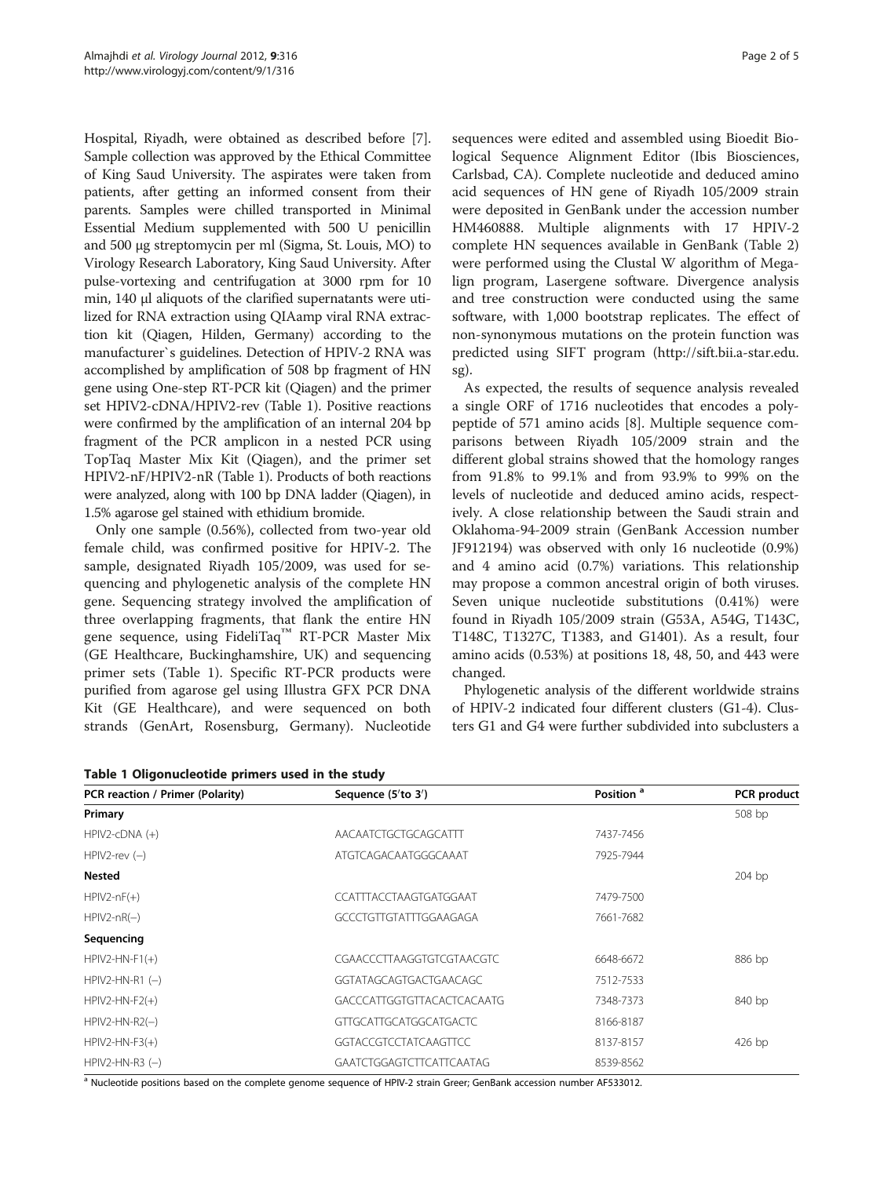Hospital, Riyadh, were obtained as described before [7]. Sample collection was approved by the Ethical Committee of King Saud University. The aspirates were taken from patients, after getting an informed consent from their parents. Samples were chilled transported in Minimal Essential Medium supplemented with 500 U penicillin and 500 μg streptomycin per ml (Sigma, St. Louis, MO) to Virology Research Laboratory, King Saud University. After pulse-vortexing and centrifugation at 3000 rpm for 10 min, 140 μl aliquots of the clarified supernatants were utilized for RNA extraction using QIAamp viral RNA extraction kit (Qiagen, Hilden, Germany) according to the manufacturer`s guidelines. Detection of HPIV-2 RNA was accomplished by amplification of 508 bp fragment of HN gene using One-step RT-PCR kit (Qiagen) and the primer set HPIV2-cDNA/HPIV2-rev (Table 1). Positive reactions were confirmed by the amplification of an internal 204 bp fragment of the PCR amplicon in a nested PCR using TopTaq Master Mix Kit (Qiagen), and the primer set HPIV2-nF/HPIV2-nR (Table 1). Products of both reactions were analyzed, along with 100 bp DNA ladder (Qiagen), in 1.5% agarose gel stained with ethidium bromide.

Only one sample (0.56%), collected from two-year old female child, was confirmed positive for HPIV-2. The sample, designated Riyadh 105/2009, was used for sequencing and phylogenetic analysis of the complete HN gene. Sequencing strategy involved the amplification of three overlapping fragments, that flank the entire HN gene sequence, using FideliTaq™ RT-PCR Master Mix (GE Healthcare, Buckinghamshire, UK) and sequencing primer sets (Table 1). Specific RT-PCR products were purified from agarose gel using Illustra GFX PCR DNA Kit (GE Healthcare), and were sequenced on both strands (GenArt, Rosensburg, Germany). Nucleotide sequences were edited and assembled using Bioedit Biological Sequence Alignment Editor (Ibis Biosciences, Carlsbad, CA). Complete nucleotide and deduced amino acid sequences of HN gene of Riyadh 105/2009 strain were deposited in GenBank under the accession number HM460888. Multiple alignments with 17 HPIV-2 complete HN sequences available in GenBank (Table 2) were performed using the Clustal W algorithm of Megalign program, Lasergene software. Divergence analysis and tree construction were conducted using the same software, with 1,000 bootstrap replicates. The effect of non-synonymous mutations on the protein function was predicted using SIFT program (http://sift.bii.a-star.edu.sg).

As expected, the results of sequence analysis revealed a single ORF of 1716 nucleotides that encodes a polypeptide of 571 amino acids [8]. Multiple sequence comparisons between Riyadh 105/2009 strain and the different global strains showed that the homology ranges from 91.8% to 99.1% and from 93.9% to 99% on the levels of nucleotide and deduced amino acids, respectively. A close relationship between the Saudi strain and Oklahoma-94-2009 strain (GenBank Accession number JF912194) was observed with only 16 nucleotide (0.9%) and 4 amino acid (0.7%) variations. This relationship may propose a common ancestral origin of both viruses. Seven unique nucleotide substitutions (0.41%) were found in Riyadh 105/2009 strain (G53A, A54G, T143C, T148C, T1327C, T1383, and G1401). As a result, four amino acids (0.53%) at positions 18, 48, 50, and 443 were changed.

Phylogenetic analysis of the different worldwide strains of HPIV-2 indicated four different clusters (G1-4). Clusters G1 and G4 were further subdivided into subclusters a

**Table 1 Oligonucleotide primers used in the study**

| PCR reaction / Primer (Polarity) | Sequence (5′to 3′) | Position [a] | PCR product |
|---|---|---|---|
| **Primary** | | | 508 bp |
| HPIV2-cDNA (+) | AACAATCTGCTGCAGCATTT | 7437-7456 | |
| HPIV2-rev (−) | ATGTCAGACAATGGGCAAAT | 7925-7944 | |
| **Nested** | | | 204 bp |
| HPIV2-nF(+) | CCATTTACCTAAGTGATGGAAT | 7479-7500 | |
| HPIV2-nR(−) | GCCCTGTTGTATTTGGAAGAGA | 7661-7682 | |
| **Sequencing** | | | |
| HPIV2-HN-F1(+) | CGAACCCTTAAGGTGTCGTAACGTC | 6648-6672 | 886 bp |
| HPIV2-HN-R1 (−) | GGTATAGCAGTGACTGAACAGC | 7512-7533 | |
| HPIV2-HN-F2(+) | GACCCATTGGTGTTACACTCACAATG | 7348-7373 | 840 bp |
| HPIV2-HN-R2(−) | GTTGCATTGCATGGCATGACTC | 8166-8187 | |
| HPIV2-HN-F3(+) | GGTACCGTCCTATCAAGTTCC | 8137-8157 | 426 bp |
| HPIV2-HN-R3 (−) | GAATCTGGAGTCTTCATTCAATAG | 8539-8562 | |

[a] Nucleotide positions based on the complete genome sequence of HPIV-2 strain Greer; GenBank accession number AF533012.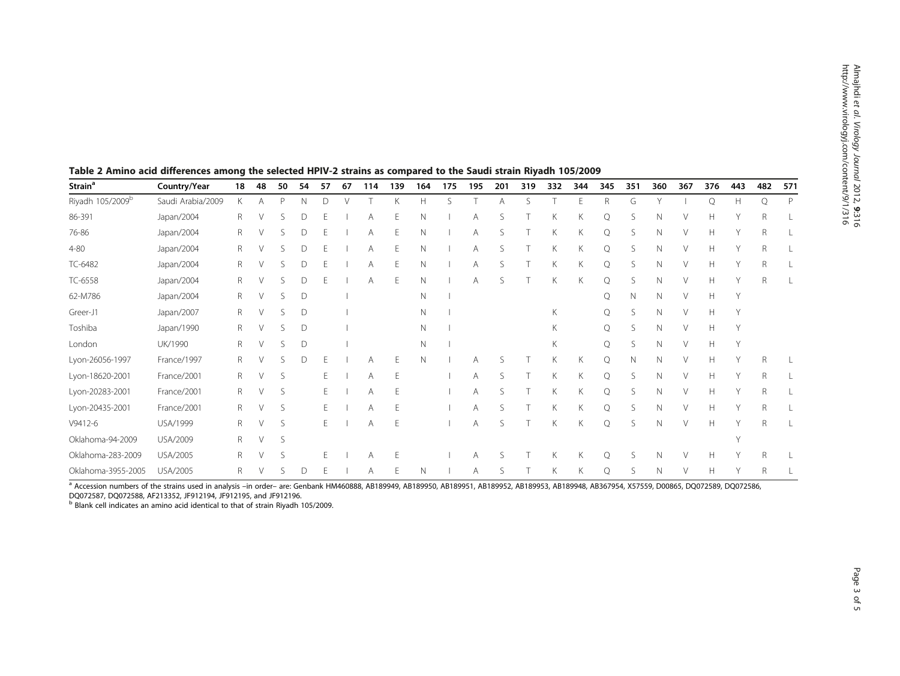**Table 2 Amino acid differences among the selected HPIV-2 strains as compared to the Saudi strain Riyadh 105/2009**

| Strain[a] | Country/Year | 18 | 48 | 50 | 54 | 57 | 67 | 114 | 139 | 164 | 175 | 195 | 201 | 319 | 332 | 344 | 345 | 351 | 360 | 367 | 376 | 443 | 482 | 571 |
|---|---|---|---|---|---|---|---|---|---|---|---|---|---|---|---|---|---|---|---|---|---|---|---|---|
| Riyadh 105/2009[b] | Saudi Arabia/2009 | K | A | P | N | D | V | T | K | H | S | T | A | S | T | E | R | G | Y | I | Q | H | Q | P |
| 86-391 | Japan/2004 | R | V | S | D | E | I | A | E | N | I | A | S | T | K | K | Q | S | N | V | H | Y | R | L |
| 76-86 | Japan/2004 | R | V | S | D | E | I | A | E | N | I | A | S | T | K | K | Q | S | N | V | H | Y | R | L |
| 4-80 | Japan/2004 | R | V | S | D | E | I | A | E | N | I | A | S | T | K | K | Q | S | N | V | H | Y | R | L |
| TC-6482 | Japan/2004 | R | V | S | D | E | I | A | E | N | I | A | S | T | K | K | Q | S | N | V | H | Y | R | L |
| TC-6558 | Japan/2004 | R | V | S | D | E | I | A | E | N | I | A | S | T | K | K | Q | S | N | V | H | Y | R | L |
| 62-M786 | Japan/2004 | R | V | S | D | | I | | | N | I | | | | | | Q | N | N | V | H | Y | | |
| Greer-J1 | Japan/2007 | R | V | S | D | | I | | | N | I | | | | K | | Q | S | N | V | H | Y | | |
| Toshiba | Japan/1990 | R | V | S | D | | I | | | N | I | | | | K | | Q | S | N | V | H | Y | | |
| London | UK/1990 | R | V | S | D | | I | | | N | I | | | | K | | Q | S | N | V | H | Y | | |
| Lyon-26056-1997 | France/1997 | R | V | S | D | E | I | A | E | N | I | A | S | T | K | K | Q | N | N | V | H | Y | R | L |
| Lyon-18620-2001 | France/2001 | R | V | S | | E | I | A | E | | I | A | S | T | K | K | Q | S | N | V | H | Y | R | L |
| Lyon-20283-2001 | France/2001 | R | V | S | | E | I | A | E | | I | A | S | T | K | K | Q | S | N | V | H | Y | R | L |
| Lyon-20435-2001 | France/2001 | R | V | S | | E | I | A | E | | I | A | S | T | K | K | Q | S | N | V | H | Y | R | L |
| V9412-6 | USA/1999 | R | V | S | | E | I | A | E | | I | A | S | T | K | K | Q | S | N | V | H | Y | R | L |
| Oklahoma-94-2009 | USA/2009 | R | V | S | | | | | | | | | | | | | | | | | | Y | | |
| Oklahoma-283-2009 | USA/2005 | R | V | S | | E | I | A | E | | I | A | S | T | K | K | Q | S | N | V | H | Y | R | L |
| Oklahoma-3955-2005 | USA/2005 | R | V | S | D | E | I | A | E | N | I | A | S | T | K | K | Q | S | N | V | H | Y | R | L |

[a] Accession numbers of the strains used in analysis –in order– are: Genbank HM460888, AB189949, AB189950, AB189951, AB189952, AB189953, AB189948, AB367954, X57559, D00865, DQ072589, DQ072586, DQ072587, DQ072588, AF213352, JF912194, JF912195, and JF912196.

[b] Blank cell indicates an amino acid identical to that of strain Riyadh 105/2009.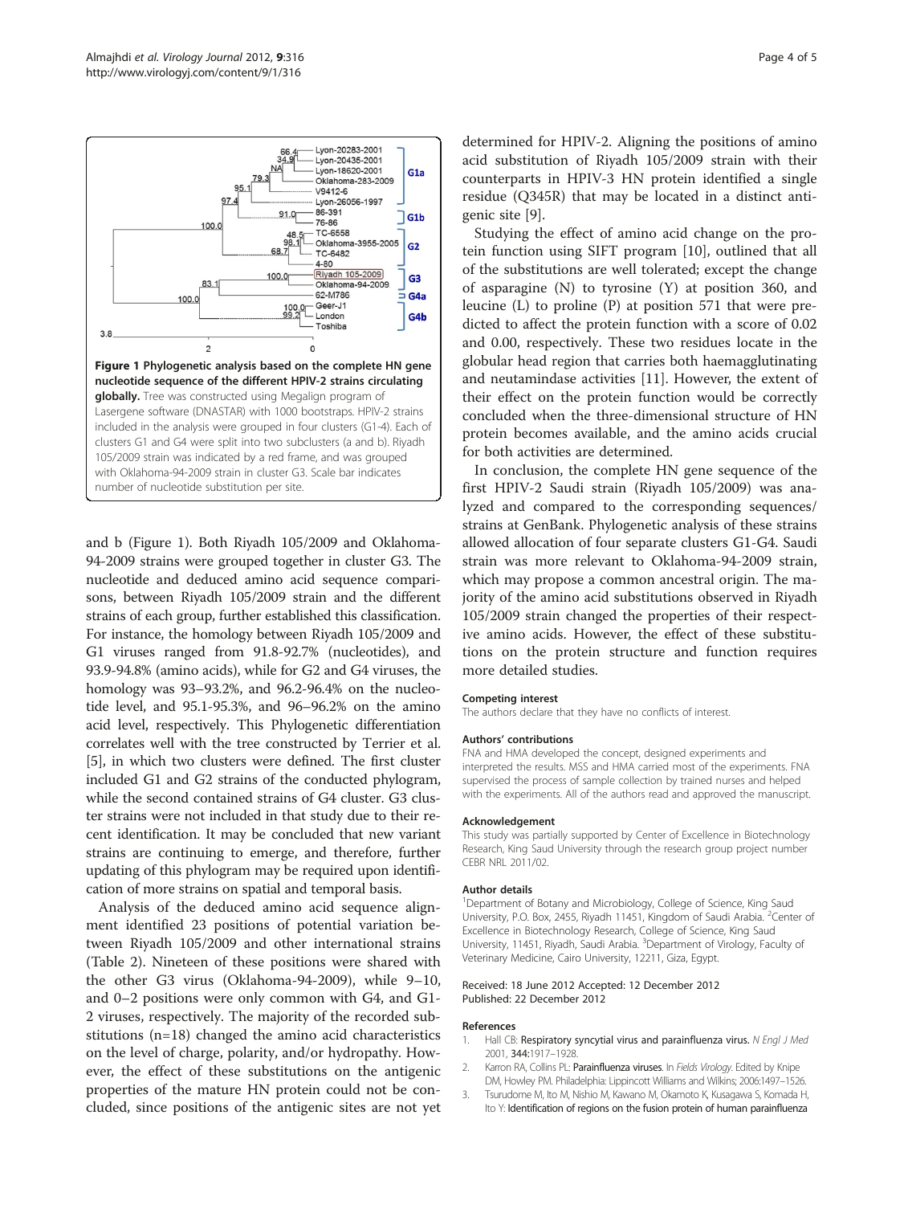**Figure 1 Phylogenetic analysis based on the complete HN gene nucleotide sequence of the different HPIV-2 strains circulating globally.** Tree was constructed using Megalign program of Lasergene software (DNASTAR) with 1000 bootstraps. HPIV-2 strains included in the analysis were grouped in four clusters (G1-4). Each of clusters G1 and G4 were split into two subclusters (a and b). Riyadh 105/2009 strain was indicated by a red frame, and was grouped with Oklahoma-94-2009 strain in cluster G3. Scale bar indicates number of nucleotide substitution per site.

and b (Figure 1). Both Riyadh 105/2009 and Oklahoma-94-2009 strains were grouped together in cluster G3. The nucleotide and deduced amino acid sequence comparisons, between Riyadh 105/2009 strain and the different strains of each group, further established this classification. For instance, the homology between Riyadh 105/2009 and G1 viruses ranged from 91.8-92.7% (nucleotides), and 93.9-94.8% (amino acids), while for G2 and G4 viruses, the homology was 93–93.2%, and 96.2-96.4% on the nucleotide level, and 95.1-95.3%, and 96–96.2% on the amino acid level, respectively. This Phylogenetic differentiation correlates well with the tree constructed by Terrier et al. [5], in which two clusters were defined. The first cluster included G1 and G2 strains of the conducted phylogram, while the second contained strains of G4 cluster. G3 cluster strains were not included in that study due to their recent identification. It may be concluded that new variant strains are continuing to emerge, and therefore, further updating of this phylogram may be required upon identification of more strains on spatial and temporal basis.

Analysis of the deduced amino acid sequence alignment identified 23 positions of potential variation between Riyadh 105/2009 and other international strains (Table 2). Nineteen of these positions were shared with the other G3 virus (Oklahoma-94-2009), while 9–10, and 0–2 positions were only common with G4, and G1-2 viruses, respectively. The majority of the recorded substitutions (n=18) changed the amino acid characteristics on the level of charge, polarity, and/or hydropathy. However, the effect of these substitutions on the antigenic properties of the mature HN protein could not be concluded, since positions of the antigenic sites are not yet determined for HPIV-2. Aligning the positions of amino acid substitution of Riyadh 105/2009 strain with their counterparts in HPIV-3 HN protein identified a single residue (Q345R) that may be located in a distinct antigenic site [9].

Studying the effect of amino acid change on the protein function using SIFT program [10], outlined that all of the substitutions are well tolerated; except the change of asparagine (N) to tyrosine (Y) at position 360, and leucine (L) to proline (P) at position 571 that were predicted to affect the protein function with a score of 0.02 and 0.00, respectively. These two residues locate in the globular head region that carries both haemagglutinating and neutamindase activities [11]. However, the extent of their effect on the protein function would be correctly concluded when the three-dimensional structure of HN protein becomes available, and the amino acids crucial for both activities are determined.

In conclusion, the complete HN gene sequence of the first HPIV-2 Saudi strain (Riyadh 105/2009) was analyzed and compared to the corresponding sequences/strains at GenBank. Phylogenetic analysis of these strains allowed allocation of four separate clusters G1-G4. Saudi strain was more relevant to Oklahoma-94-2009 strain, which may propose a common ancestral origin. The majority of the amino acid substitutions observed in Riyadh 105/2009 strain changed the properties of their respective amino acids. However, the effect of these substitutions on the protein structure and function requires more detailed studies.

#### Competing interest

The authors declare that they have no conflicts of interest.

#### Authors' contributions

FNA and HMA developed the concept, designed experiments and interpreted the results. MSS and HMA carried most of the experiments. FNA supervised the process of sample collection by trained nurses and helped with the experiments. All of the authors read and approved the manuscript.

#### Acknowledgement

This study was partially supported by Center of Excellence in Biotechnology Research, King Saud University through the research group project number CEBR NRL 2011/02.

#### Author details

[1]Department of Botany and Microbiology, College of Science, King Saud University, P.O. Box, 2455, Riyadh 11451, Kingdom of Saudi Arabia. [2]Center of Excellence in Biotechnology Research, College of Science, King Saud University, 11451, Riyadh, Saudi Arabia. [3]Department of Virology, Faculty of Veterinary Medicine, Cairo University, 12211, Giza, Egypt.

Received: 18 June 2012 Accepted: 12 December 2012
Published: 22 December 2012

#### References

1. Hall CB: **Respiratory syncytial virus and parainfluenza virus.** *N Engl J Med* 2001, **344:**1917–1928.
2. Karron RA, Collins PL: **Parainfluenza viruses.** In *Fields Virology.* Edited by Knipe DM, Howley PM. Philadelphia: Lippincott Williams and Wilkins; 2006:1497–1526.
3. Tsurudome M, Ito M, Nishio M, Kawano M, Okamoto K, Kusagawa S, Komada H, Ito Y: **Identification of regions on the fusion protein of human parainfluenza**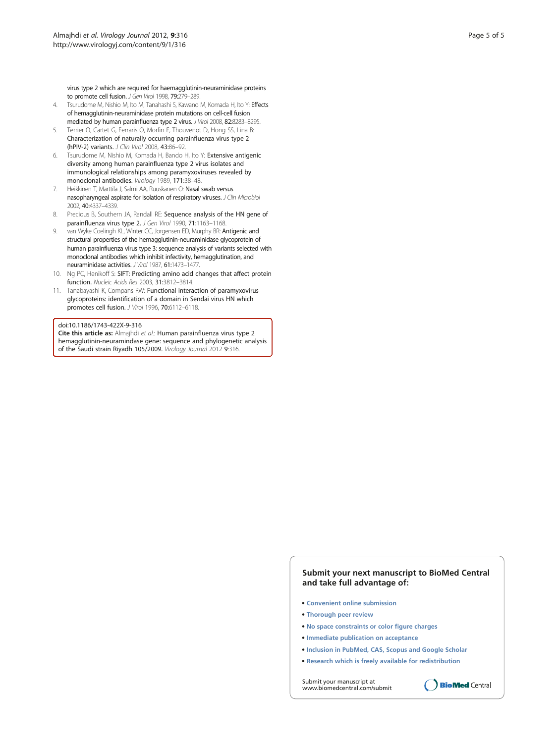virus type 2 which are required for haemagglutinin-neuraminidase proteins to promote cell fusion. *J Gen Virol* 1998, **79:**279–289.

4. Tsurudome M, Nishio M, Ito M, Tanahashi S, Kawano M, Komada H, Ito Y: **Effects of hemagglutinin-neuraminidase protein mutations on cell-cell fusion mediated by human parainfluenza type 2 virus.** *J Virol* 2008, **82:**8283–8295.
5. Terrier O, Cartet G, Ferraris O, Morfin F, Thouvenot D, Hong SS, Lina B: **Characterization of naturally occurring parainfluenza virus type 2 (hPIV-2) variants.** *J Clin Virol* 2008, **43:**86–92.
6. Tsurudome M, Nishio M, Komada H, Bando H, Ito Y: **Extensive antigenic diversity among human parainfluenza type 2 virus isolates and immunological relationships among paramyxoviruses revealed by monoclonal antibodies.** *Virology* 1989, **171:**38–48.
7. Heikkinen T, Marttila J, Salmi AA, Ruuskanen O: **Nasal swab versus nasopharyngeal aspirate for isolation of respiratory viruses.** *J Clin Microbiol* 2002, **40:**4337–4339.
8. Precious B, Southern JA, Randall RE: **Sequence analysis of the HN gene of parainfluenza virus type 2.** *J Gen Virol* 1990, **71:**1163–1168.
9. van Wyke Coelingh KL, Winter CC, Jorgensen ED, Murphy BR: **Antigenic and structural properties of the hemagglutinin-neuraminidase glycoprotein of human parainfluenza virus type 3: sequence analysis of variants selected with monoclonal antibodies which inhibit infectivity, hemagglutination, and neuraminidase activities.** *J Virol* 1987, **61:**1473–1477.
10. Ng PC, Henikoff S: **SIFT: Predicting amino acid changes that affect protein function.** *Nucleic Acids Res* 2003, **31:**3812–3814.
11. Tanabayashi K, Compans RW: **Functional interaction of paramyxovirus glycoproteins: identification of a domain in Sendai virus HN which promotes cell fusion.** *J Virol* 1996, **70:**6112–6118.

doi:10.1186/1743-422X-9-316

**Cite this article as:** Almajhdi *et al.*: Human parainfluenza virus type 2 hemagglutinin-neuramindase gene: sequence and phylogenetic analysis of the Saudi strain Riyadh 105/2009. *Virology Journal* 2012 **9**:316.

**Submit your next manuscript to BioMed Central and take full advantage of:**

- **Convenient online submission**
- **Thorough peer review**
- **No space constraints or color figure charges**
- **Immediate publication on acceptance**
- **Inclusion in PubMed, CAS, Scopus and Google Scholar**
- **Research which is freely available for redistribution**

Submit your manuscript at
www.biomedcentral.com/submit

BioMed Central